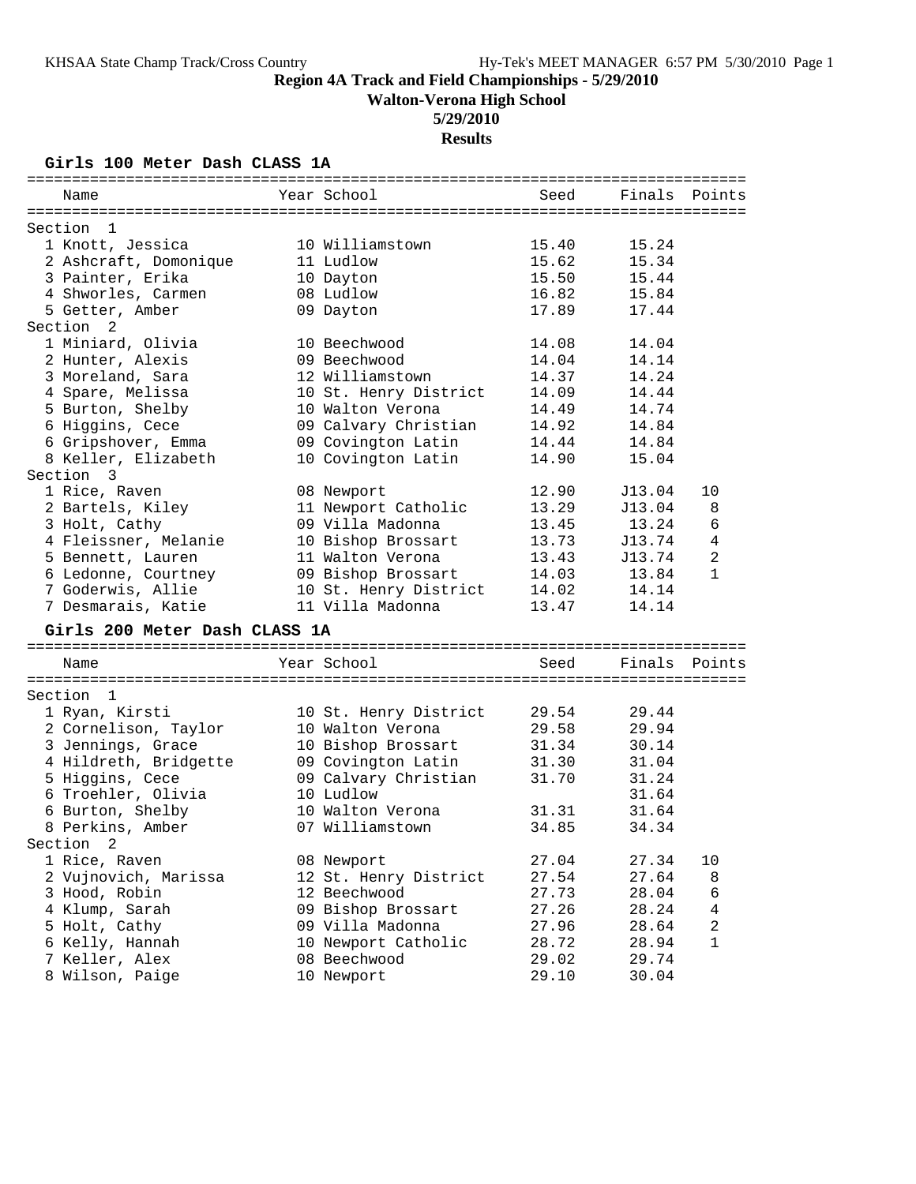# Region 4A Track and Field Championships - 5/29/2010

## Walton-Verona High School

**5/29/2010**

**Results**

### Girls 100 Meter Dash CLASS 1A

| Name | Year | School | Seed | Finals | Points |
|---|---|---|---|---|---|
| **Section 1** | | | | | |
| 1 Knott, Jessica | 10 | Williamstown | 15.40 | 15.24 | |
| 2 Ashcraft, Domonique | 11 | Ludlow | 15.62 | 15.34 | |
| 3 Painter, Erika | 10 | Dayton | 15.50 | 15.44 | |
| 4 Shworles, Carmen | 08 | Ludlow | 16.82 | 15.84 | |
| 5 Getter, Amber | 09 | Dayton | 17.89 | 17.44 | |
| **Section 2** | | | | | |
| 1 Miniard, Olivia | 10 | Beechwood | 14.08 | 14.04 | |
| 2 Hunter, Alexis | 09 | Beechwood | 14.04 | 14.14 | |
| 3 Moreland, Sara | 12 | Williamstown | 14.37 | 14.24 | |
| 4 Spare, Melissa | 10 | St. Henry District | 14.09 | 14.44 | |
| 5 Burton, Shelby | 10 | Walton Verona | 14.49 | 14.74 | |
| 6 Higgins, Cece | 09 | Calvary Christian | 14.92 | 14.84 | |
| 6 Gripshover, Emma | 09 | Covington Latin | 14.44 | 14.84 | |
| 8 Keller, Elizabeth | 10 | Covington Latin | 14.90 | 15.04 | |
| **Section 3** | | | | | |
| 1 Rice, Raven | 08 | Newport | 12.90 | J13.04 | 10 |
| 2 Bartels, Kiley | 11 | Newport Catholic | 13.29 | J13.04 | 8 |
| 3 Holt, Cathy | 09 | Villa Madonna | 13.45 | 13.24 | 6 |
| 4 Fleissner, Melanie | 10 | Bishop Brossart | 13.73 | J13.74 | 4 |
| 5 Bennett, Lauren | 11 | Walton Verona | 13.43 | J13.74 | 2 |
| 6 Ledonne, Courtney | 09 | Bishop Brossart | 14.03 | 13.84 | 1 |
| 7 Goderwis, Allie | 10 | St. Henry District | 14.02 | 14.14 | |
| 7 Desmarais, Katie | 11 | Villa Madonna | 13.47 | 14.14 | |

### Girls 200 Meter Dash CLASS 1A

| Name | Year | School | Seed | Finals | Points |
|---|---|---|---|---|---|
| **Section 1** | | | | | |
| 1 Ryan, Kirsti | 10 | St. Henry District | 29.54 | 29.44 | |
| 2 Cornelison, Taylor | 10 | Walton Verona | 29.58 | 29.94 | |
| 3 Jennings, Grace | 10 | Bishop Brossart | 31.34 | 30.14 | |
| 4 Hildreth, Bridgette | 09 | Covington Latin | 31.30 | 31.04 | |
| 5 Higgins, Cece | 09 | Calvary Christian | 31.70 | 31.24 | |
| 6 Troehler, Olivia | 10 | Ludlow | | 31.64 | |
| 6 Burton, Shelby | 10 | Walton Verona | 31.31 | 31.64 | |
| 8 Perkins, Amber | 07 | Williamstown | 34.85 | 34.34 | |
| **Section 2** | | | | | |
| 1 Rice, Raven | 08 | Newport | 27.04 | 27.34 | 10 |
| 2 Vujnovich, Marissa | 12 | St. Henry District | 27.54 | 27.64 | 8 |
| 3 Hood, Robin | 12 | Beechwood | 27.73 | 28.04 | 6 |
| 4 Klump, Sarah | 09 | Bishop Brossart | 27.26 | 28.24 | 4 |
| 5 Holt, Cathy | 09 | Villa Madonna | 27.96 | 28.64 | 2 |
| 6 Kelly, Hannah | 10 | Newport Catholic | 28.72 | 28.94 | 1 |
| 7 Keller, Alex | 08 | Beechwood | 29.02 | 29.74 | |
| 8 Wilson, Paige | 10 | Newport | 29.10 | 30.04 | |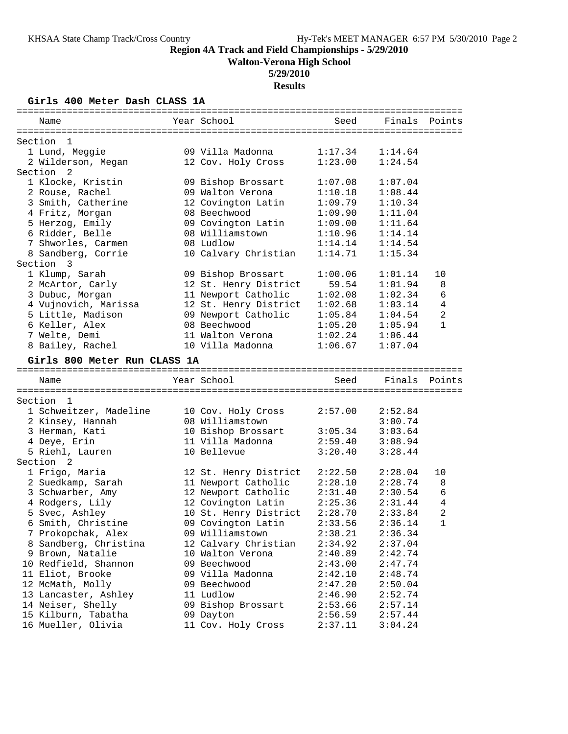## Region 4A Track and Field Championships - 5/29/2010

### Walton-Verona High School

### 5/29/2010

### Results

#### Girls 400 Meter Dash CLASS 1A

| Name | Year | School | Seed | Finals | Points |
|---|---|---|---|---|---|
| **Section 1** | | | | | |
| 1 Lund, Meggie | 09 | Villa Madonna | 1:17.34 | 1:14.64 | |
| 2 Wilderson, Megan | 12 | Cov. Holy Cross | 1:23.00 | 1:24.54 | |
| **Section 2** | | | | | |
| 1 Klocke, Kristin | 09 | Bishop Brossart | 1:07.08 | 1:07.04 | |
| 2 Rouse, Rachel | 09 | Walton Verona | 1:10.18 | 1:08.44 | |
| 3 Smith, Catherine | 12 | Covington Latin | 1:09.79 | 1:10.34 | |
| 4 Fritz, Morgan | 08 | Beechwood | 1:09.90 | 1:11.04 | |
| 5 Herzog, Emily | 09 | Covington Latin | 1:09.00 | 1:11.64 | |
| 6 Ridder, Belle | 08 | Williamstown | 1:10.96 | 1:14.14 | |
| 7 Shworles, Carmen | 08 | Ludlow | 1:14.14 | 1:14.54 | |
| 8 Sandberg, Corrie | 10 | Calvary Christian | 1:14.71 | 1:15.34 | |
| **Section 3** | | | | | |
| 1 Klump, Sarah | 09 | Bishop Brossart | 1:00.06 | 1:01.14 | 10 |
| 2 McArtor, Carly | 12 | St. Henry District | 59.54 | 1:01.94 | 8 |
| 3 Dubuc, Morgan | 11 | Newport Catholic | 1:02.08 | 1:02.34 | 6 |
| 4 Vujnovich, Marissa | 12 | St. Henry District | 1:02.68 | 1:03.14 | 4 |
| 5 Little, Madison | 09 | Newport Catholic | 1:05.84 | 1:04.54 | 2 |
| 6 Keller, Alex | 08 | Beechwood | 1:05.20 | 1:05.94 | 1 |
| 7 Welte, Demi | 11 | Walton Verona | 1:02.24 | 1:06.44 | |
| 8 Bailey, Rachel | 10 | Villa Madonna | 1:06.67 | 1:07.04 | |

#### Girls 800 Meter Run CLASS 1A

| Name | Year | School | Seed | Finals | Points |
|---|---|---|---|---|---|
| **Section 1** | | | | | |
| 1 Schweitzer, Madeline | 10 | Cov. Holy Cross | 2:57.00 | 2:52.84 | |
| 2 Kinsey, Hannah | 08 | Williamstown | | 3:00.74 | |
| 3 Herman, Kati | 10 | Bishop Brossart | 3:05.34 | 3:03.64 | |
| 4 Deye, Erin | 11 | Villa Madonna | 2:59.40 | 3:08.94 | |
| 5 Riehl, Lauren | 10 | Bellevue | 3:20.40 | 3:28.44 | |
| **Section 2** | | | | | |
| 1 Frigo, Maria | 12 | St. Henry District | 2:22.50 | 2:28.04 | 10 |
| 2 Suedkamp, Sarah | 11 | Newport Catholic | 2:28.10 | 2:28.74 | 8 |
| 3 Schwarber, Amy | 12 | Newport Catholic | 2:31.40 | 2:30.54 | 6 |
| 4 Rodgers, Lily | 12 | Covington Latin | 2:25.36 | 2:31.44 | 4 |
| 5 Svec, Ashley | 10 | St. Henry District | 2:28.70 | 2:33.84 | 2 |
| 6 Smith, Christine | 09 | Covington Latin | 2:33.56 | 2:36.14 | 1 |
| 7 Prokopchak, Alex | 09 | Williamstown | 2:38.21 | 2:36.34 | |
| 8 Sandberg, Christina | 12 | Calvary Christian | 2:34.92 | 2:37.04 | |
| 9 Brown, Natalie | 10 | Walton Verona | 2:40.89 | 2:42.74 | |
| 10 Redfield, Shannon | 09 | Beechwood | 2:43.00 | 2:47.74 | |
| 11 Eliot, Brooke | 09 | Villa Madonna | 2:42.10 | 2:48.74 | |
| 12 McMath, Molly | 09 | Beechwood | 2:47.20 | 2:50.04 | |
| 13 Lancaster, Ashley | 11 | Ludlow | 2:46.90 | 2:52.74 | |
| 14 Neiser, Shelly | 09 | Bishop Brossart | 2:53.66 | 2:57.14 | |
| 15 Kilburn, Tabatha | 09 | Dayton | 2:56.59 | 2:57.44 | |
| 16 Mueller, Olivia | 11 | Cov. Holy Cross | 2:37.11 | 3:04.24 | |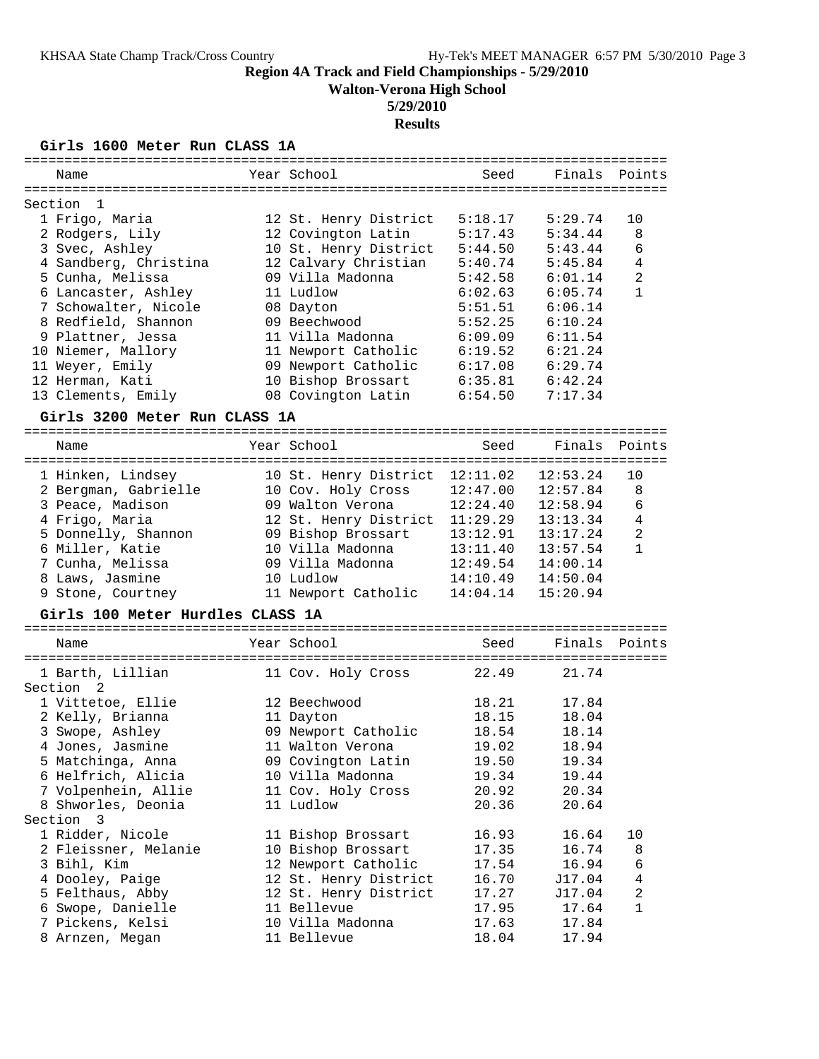**Region 4A Track and Field Championships - 5/29/2010**

**Walton-Verona High School**

**5/29/2010**

**Results**

### Girls 1600 Meter Run CLASS 1A

| Name | Year | School | Seed | Finals | Points |
|---|---|---|---|---|---|
| Section 1 | | | | | |
| 1 Frigo, Maria | 12 | St. Henry District | 5:18.17 | 5:29.74 | 10 |
| 2 Rodgers, Lily | 12 | Covington Latin | 5:17.43 | 5:34.44 | 8 |
| 3 Svec, Ashley | 10 | St. Henry District | 5:44.50 | 5:43.44 | 6 |
| 4 Sandberg, Christina | 12 | Calvary Christian | 5:40.74 | 5:45.84 | 4 |
| 5 Cunha, Melissa | 09 | Villa Madonna | 5:42.58 | 6:01.14 | 2 |
| 6 Lancaster, Ashley | 11 | Ludlow | 6:02.63 | 6:05.74 | 1 |
| 7 Schowalter, Nicole | 08 | Dayton | 5:51.51 | 6:06.14 | |
| 8 Redfield, Shannon | 09 | Beechwood | 5:52.25 | 6:10.24 | |
| 9 Plattner, Jessa | 11 | Villa Madonna | 6:09.09 | 6:11.54 | |
| 10 Niemer, Mallory | 11 | Newport Catholic | 6:19.52 | 6:21.24 | |
| 11 Weyer, Emily | 09 | Newport Catholic | 6:17.08 | 6:29.74 | |
| 12 Herman, Kati | 10 | Bishop Brossart | 6:35.81 | 6:42.24 | |
| 13 Clements, Emily | 08 | Covington Latin | 6:54.50 | 7:17.34 | |

### Girls 3200 Meter Run CLASS 1A

| Name | Year | School | Seed | Finals | Points |
|---|---|---|---|---|---|
| 1 Hinken, Lindsey | 10 | St. Henry District | 12:11.02 | 12:53.24 | 10 |
| 2 Bergman, Gabrielle | 10 | Cov. Holy Cross | 12:47.00 | 12:57.84 | 8 |
| 3 Peace, Madison | 09 | Walton Verona | 12:24.40 | 12:58.94 | 6 |
| 4 Frigo, Maria | 12 | St. Henry District | 11:29.29 | 13:13.34 | 4 |
| 5 Donnelly, Shannon | 09 | Bishop Brossart | 13:12.91 | 13:17.24 | 2 |
| 6 Miller, Katie | 10 | Villa Madonna | 13:11.40 | 13:57.54 | 1 |
| 7 Cunha, Melissa | 09 | Villa Madonna | 12:49.54 | 14:00.14 | |
| 8 Laws, Jasmine | 10 | Ludlow | 14:10.49 | 14:50.04 | |
| 9 Stone, Courtney | 11 | Newport Catholic | 14:04.14 | 15:20.94 | |

### Girls 100 Meter Hurdles CLASS 1A

| Name | Year | School | Seed | Finals | Points |
|---|---|---|---|---|---|
| 1 Barth, Lillian | 11 | Cov. Holy Cross | 22.49 | 21.74 | |
| Section 2 | | | | | |
| 1 Vittetoe, Ellie | 12 | Beechwood | 18.21 | 17.84 | |
| 2 Kelly, Brianna | 11 | Dayton | 18.15 | 18.04 | |
| 3 Swope, Ashley | 09 | Newport Catholic | 18.54 | 18.14 | |
| 4 Jones, Jasmine | 11 | Walton Verona | 19.02 | 18.94 | |
| 5 Matchinga, Anna | 09 | Covington Latin | 19.50 | 19.34 | |
| 6 Helfrich, Alicia | 10 | Villa Madonna | 19.34 | 19.44 | |
| 7 Volpenhein, Allie | 11 | Cov. Holy Cross | 20.92 | 20.34 | |
| 8 Shworles, Deonia | 11 | Ludlow | 20.36 | 20.64 | |
| Section 3 | | | | | |
| 1 Ridder, Nicole | 11 | Bishop Brossart | 16.93 | 16.64 | 10 |
| 2 Fleissner, Melanie | 10 | Bishop Brossart | 17.35 | 16.74 | 8 |
| 3 Bihl, Kim | 12 | Newport Catholic | 17.54 | 16.94 | 6 |
| 4 Dooley, Paige | 12 | St. Henry District | 16.70 | J17.04 | 4 |
| 5 Felthaus, Abby | 12 | St. Henry District | 17.27 | J17.04 | 2 |
| 6 Swope, Danielle | 11 | Bellevue | 17.95 | 17.64 | 1 |
| 7 Pickens, Kelsi | 10 | Villa Madonna | 17.63 | 17.84 | |
| 8 Arnzen, Megan | 11 | Bellevue | 18.04 | 17.94 | |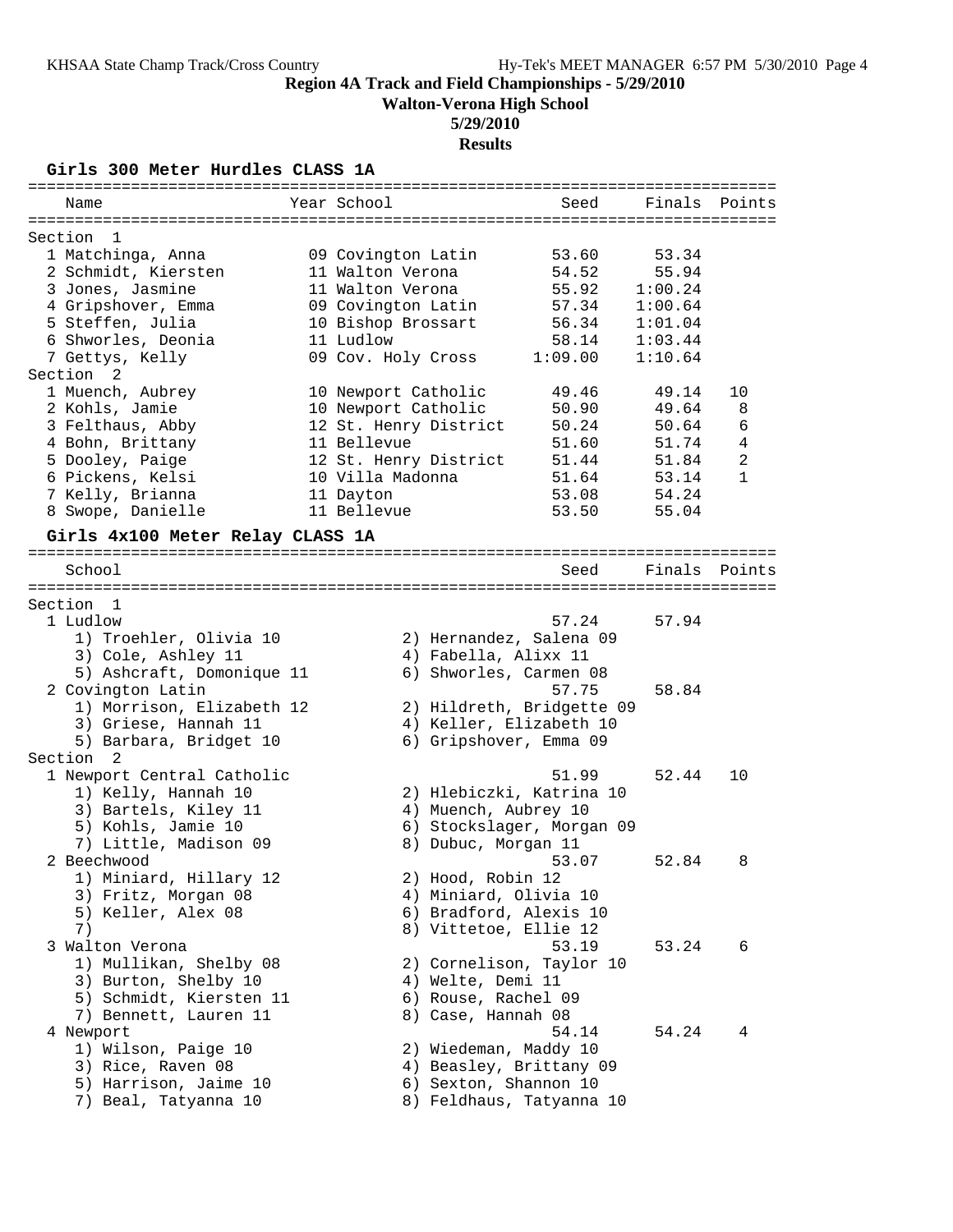# Region 4A Track and Field Championships - 5/29/2010

**Walton-Verona High School**

**5/29/2010**

**Results**

## Girls 300 Meter Hurdles CLASS 1A

| Name | Year | School | Seed | Finals | Points |
|---|---|---|---|---|---|
| **Section 1** | | | | | |
| 1 Matchinga, Anna | 09 | Covington Latin | 53.60 | 53.34 | |
| 2 Schmidt, Kiersten | 11 | Walton Verona | 54.52 | 55.94 | |
| 3 Jones, Jasmine | 11 | Walton Verona | 55.92 | 1:00.24 | |
| 4 Gripshover, Emma | 09 | Covington Latin | 57.34 | 1:00.64 | |
| 5 Steffen, Julia | 10 | Bishop Brossart | 56.34 | 1:01.04 | |
| 6 Shworles, Deonia | 11 | Ludlow | 58.14 | 1:03.44 | |
| 7 Gettys, Kelly | 09 | Cov. Holy Cross | 1:09.00 | 1:10.64 | |
| **Section 2** | | | | | |
| 1 Muench, Aubrey | 10 | Newport Catholic | 49.46 | 49.14 | 10 |
| 2 Kohls, Jamie | 10 | Newport Catholic | 50.90 | 49.64 | 8 |
| 3 Felthaus, Abby | 12 | St. Henry District | 50.24 | 50.64 | 6 |
| 4 Bohn, Brittany | 11 | Bellevue | 51.60 | 51.74 | 4 |
| 5 Dooley, Paige | 12 | St. Henry District | 51.44 | 51.84 | 2 |
| 6 Pickens, Kelsi | 10 | Villa Madonna | 51.64 | 53.14 | 1 |
| 7 Kelly, Brianna | 11 | Dayton | 53.08 | 54.24 | |
| 8 Swope, Danielle | 11 | Bellevue | 53.50 | 55.04 | |

## Girls 4x100 Meter Relay CLASS 1A

| School | Seed | Finals | Points |
|---|---|---|---|
| **Section 1** | | | |
| 1 Ludlow | 57.24 | 57.94 | |
| 1) Troehler, Olivia 10; 2) Hernandez, Salena 09; 3) Cole, Ashley 11; 4) Fabella, Alixx 11; 5) Ashcraft, Domonique 11; 6) Shworles, Carmen 08 | | | |
| 2 Covington Latin | 57.75 | 58.84 | |
| 1) Morrison, Elizabeth 12; 2) Hildreth, Bridgette 09; 3) Griese, Hannah 11; 4) Keller, Elizabeth 10; 5) Barbara, Bridget 10; 6) Gripshover, Emma 09 | | | |
| **Section 2** | | | |
| 1 Newport Central Catholic | 51.99 | 52.44 | 10 |
| 1) Kelly, Hannah 10; 2) Hlebiczki, Katrina 10; 3) Bartels, Kiley 11; 4) Muench, Aubrey 10; 5) Kohls, Jamie 10; 6) Stockslager, Morgan 09; 7) Little, Madison 09; 8) Dubuc, Morgan 11 | | | |
| 2 Beechwood | 53.07 | 52.84 | 8 |
| 1) Miniard, Hillary 12; 2) Hood, Robin 12; 3) Fritz, Morgan 08; 4) Miniard, Olivia 10; 5) Keller, Alex 08; 6) Bradford, Alexis 10; 7); 8) Vittetoe, Ellie 12 | | | |
| 3 Walton Verona | 53.19 | 53.24 | 6 |
| 1) Mullikan, Shelby 08; 2) Cornelison, Taylor 10; 3) Burton, Shelby 10; 4) Welte, Demi 11; 5) Schmidt, Kiersten 11; 6) Rouse, Rachel 09; 7) Bennett, Lauren 11; 8) Case, Hannah 08 | | | |
| 4 Newport | 54.14 | 54.24 | 4 |
| 1) Wilson, Paige 10; 2) Wiedeman, Maddy 10; 3) Rice, Raven 08; 4) Beasley, Brittany 09; 5) Harrison, Jaime 10; 6) Sexton, Shannon 10; 7) Beal, Tatyanna 10; 8) Feldhaus, Tatyanna 10 | | | |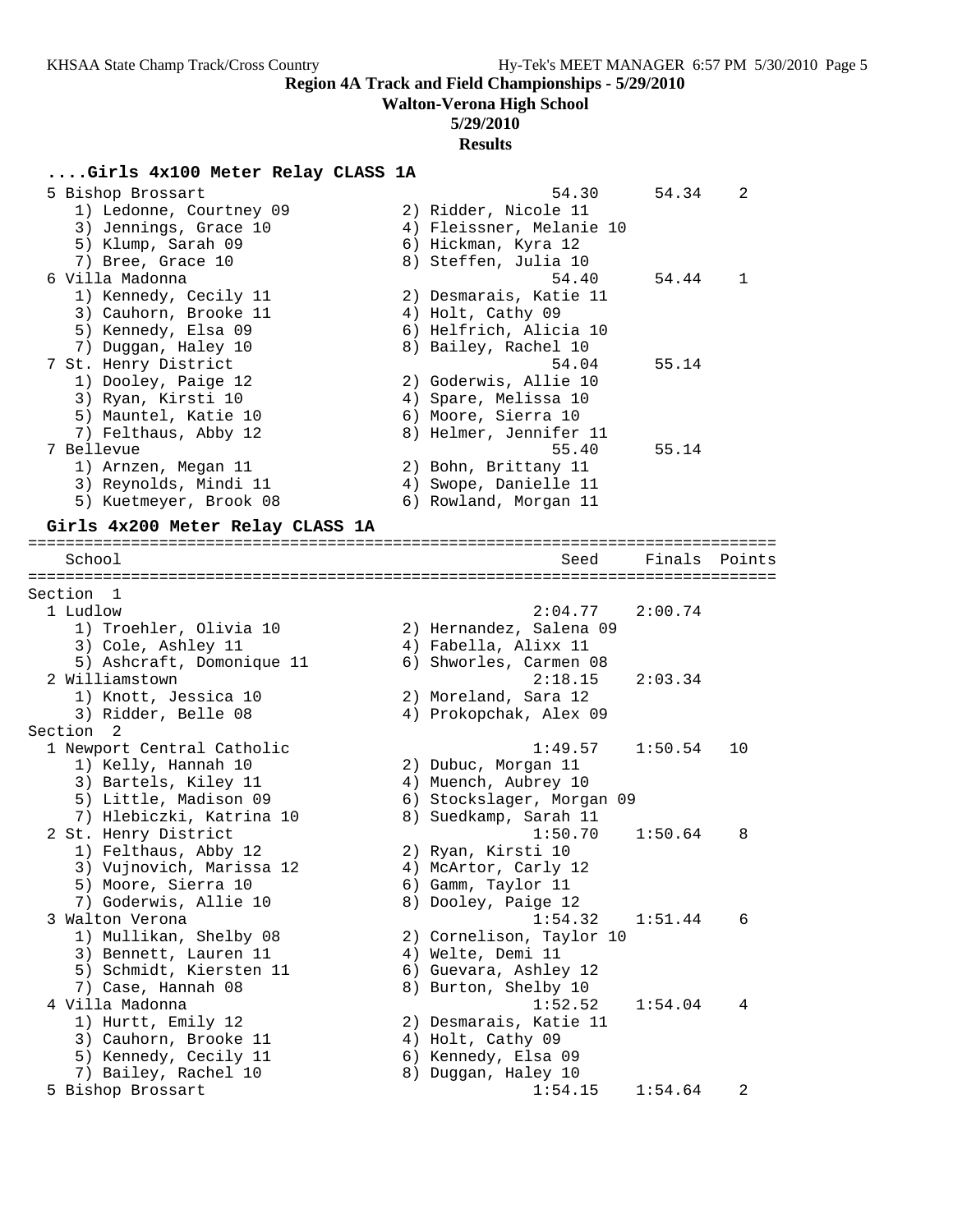**Region 4A Track and Field Championships - 5/29/2010**

**Walton-Verona High School**

**5/29/2010**

**Results**

### ....Girls 4x100 Meter Relay CLASS 1A

```
  5 Bishop Brossart                                   54.30      54.34    2
     1) Ledonne, Courtney 09            2) Ridder, Nicole 11
     3) Jennings, Grace 10              4) Fleissner, Melanie 10
     5) Klump, Sarah 09                 6) Hickman, Kyra 12
     7) Bree, Grace 10                  8) Steffen, Julia 10
  6 Villa Madonna                                     54.40      54.44    1
     1) Kennedy, Cecily 11              2) Desmarais, Katie 11
     3) Cauhorn, Brooke 11              4) Holt, Cathy 09
     5) Kennedy, Elsa 09                6) Helfrich, Alicia 10
     7) Duggan, Haley 10                8) Bailey, Rachel 10
  7 St. Henry District                                54.04      55.14
     1) Dooley, Paige 12                2) Goderwis, Allie 10
     3) Ryan, Kirsti 10                 4) Spare, Melissa 10
     5) Mauntel, Katie 10               6) Moore, Sierra 10
     7) Felthaus, Abby 12               8) Helmer, Jennifer 11
  7 Bellevue                                          55.40      55.14
     1) Arnzen, Megan 11                2) Bohn, Brittany 11
     3) Reynolds, Mindi 11              4) Swope, Danielle 11
     5) Kuetmeyer, Brook 08             6) Rowland, Morgan 11
```

### Girls 4x200 Meter Relay CLASS 1A

```
================================================================================
    School                                            Seed    Finals  Points
================================================================================
Section  1
  1 Ludlow                                          2:04.77   2:00.74
     1) Troehler, Olivia 10             2) Hernandez, Salena 09
     3) Cole, Ashley 11                 4) Fabella, Alixx 11
     5) Ashcraft, Domonique 11          6) Shworles, Carmen 08
  2 Williamstown                                    2:18.15   2:03.34
     1) Knott, Jessica 10               2) Moreland, Sara 12
     3) Ridder, Belle 08                4) Prokopchak, Alex 09
Section  2
  1 Newport Central Catholic                        1:49.57   1:50.54   10
     1) Kelly, Hannah 10                2) Dubuc, Morgan 11
     3) Bartels, Kiley 11               4) Muench, Aubrey 10
     5) Little, Madison 09              6) Stockslager, Morgan 09
     7) Hlebiczki, Katrina 10           8) Suedkamp, Sarah 11
  2 St. Henry District                              1:50.70   1:50.64    8
     1) Felthaus, Abby 12               2) Ryan, Kirsti 10
     3) Vujnovich, Marissa 12           4) McArtor, Carly 12
     5) Moore, Sierra 10                6) Gamm, Taylor 11
     7) Goderwis, Allie 10              8) Dooley, Paige 12
  3 Walton Verona                                   1:54.32   1:51.44    6
     1) Mullikan, Shelby 08             2) Cornelison, Taylor 10
     3) Bennett, Lauren 11              4) Welte, Demi 11
     5) Schmidt, Kiersten 11            6) Guevara, Ashley 12
     7) Case, Hannah 08                 8) Burton, Shelby 10
  4 Villa Madonna                                   1:52.52   1:54.04    4
     1) Hurtt, Emily 12                 2) Desmarais, Katie 11
     3) Cauhorn, Brooke 11              4) Holt, Cathy 09
     5) Kennedy, Cecily 11              6) Kennedy, Elsa 09
     7) Bailey, Rachel 10               8) Duggan, Haley 10
  5 Bishop Brossart                                 1:54.15   1:54.64    2
```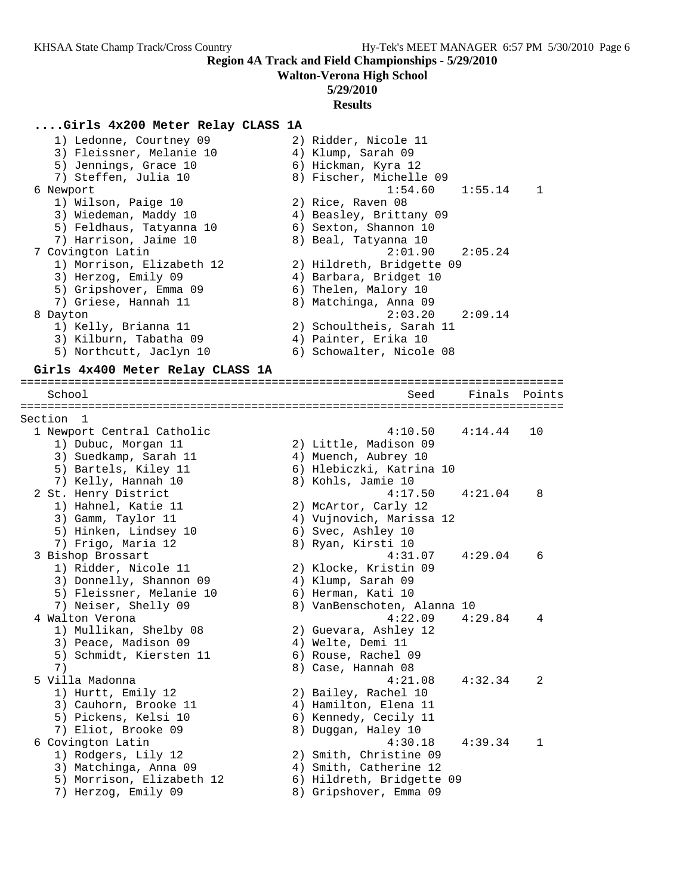**Region 4A Track and Field Championships - 5/29/2010**

**Walton-Verona High School**

**5/29/2010**

**Results**

### ....Girls 4x200 Meter Relay CLASS 1A

```
    1) Ledonne, Courtney 09           2) Ridder, Nicole 11
    3) Fleissner, Melanie 10          4) Klump, Sarah 09
    5) Jennings, Grace 10             6) Hickman, Kyra 12
    7) Steffen, Julia 10              8) Fischer, Michelle 09
  6 Newport                                    1:54.60    1:55.14    1
    1) Wilson, Paige 10               2) Rice, Raven 08
    3) Wiedeman, Maddy 10             4) Beasley, Brittany 09
    5) Feldhaus, Tatyanna 10          6) Sexton, Shannon 10
    7) Harrison, Jaime 10             8) Beal, Tatyanna 10
  7 Covington Latin                            2:01.90    2:05.24
    1) Morrison, Elizabeth 12         2) Hildreth, Bridgette 09
    3) Herzog, Emily 09               4) Barbara, Bridget 10
    5) Gripshover, Emma 09            6) Thelen, Malory 10
    7) Griese, Hannah 11              8) Matchinga, Anna 09
  8 Dayton                                     2:03.20    2:09.14
    1) Kelly, Brianna 11              2) Schoultheis, Sarah 11
    3) Kilburn, Tabatha 09            4) Painter, Erika 10
    5) Northcutt, Jaclyn 10           6) Schowalter, Nicole 08
```

### Girls 4x400 Meter Relay CLASS 1A

```
================================================================================
    School                                         Seed     Finals  Points
================================================================================
Section  1
  1 Newport Central Catholic                     4:10.50    4:14.44   10
    1) Dubuc, Morgan 11               2) Little, Madison 09
    3) Suedkamp, Sarah 11             4) Muench, Aubrey 10
    5) Bartels, Kiley 11              6) Hlebiczki, Katrina 10
    7) Kelly, Hannah 10               8) Kohls, Jamie 10
  2 St. Henry District                         4:17.50    4:21.04    8
    1) Hahnel, Katie 11               2) McArtor, Carly 12
    3) Gamm, Taylor 11                4) Vujnovich, Marissa 12
    5) Hinken, Lindsey 10             6) Svec, Ashley 10
    7) Frigo, Maria 12                8) Ryan, Kirsti 10
  3 Bishop Brossart                            4:31.07    4:29.04    6
    1) Ridder, Nicole 11              2) Klocke, Kristin 09
    3) Donnelly, Shannon 09           4) Klump, Sarah 09
    5) Fleissner, Melanie 10          6) Herman, Kati 10
    7) Neiser, Shelly 09              8) VanBenschoten, Alanna 10
  4 Walton Verona                              4:22.09    4:29.84    4
    1) Mullikan, Shelby 08            2) Guevara, Ashley 12
    3) Peace, Madison 09              4) Welte, Demi 11
    5) Schmidt, Kiersten 11           6) Rouse, Rachel 09
    7)                                8) Case, Hannah 08
  5 Villa Madonna                              4:21.08    4:32.34    2
    1) Hurtt, Emily 12                2) Bailey, Rachel 10
    3) Cauhorn, Brooke 11             4) Hamilton, Elena 11
    5) Pickens, Kelsi 10              6) Kennedy, Cecily 11
    7) Eliot, Brooke 09               8) Duggan, Haley 10
  6 Covington Latin                            4:30.18    4:39.34    1
    1) Rodgers, Lily 12               2) Smith, Christine 09
    3) Matchinga, Anna 09             4) Smith, Catherine 12
    5) Morrison, Elizabeth 12         6) Hildreth, Bridgette 09
    7) Herzog, Emily 09               8) Gripshover, Emma 09
```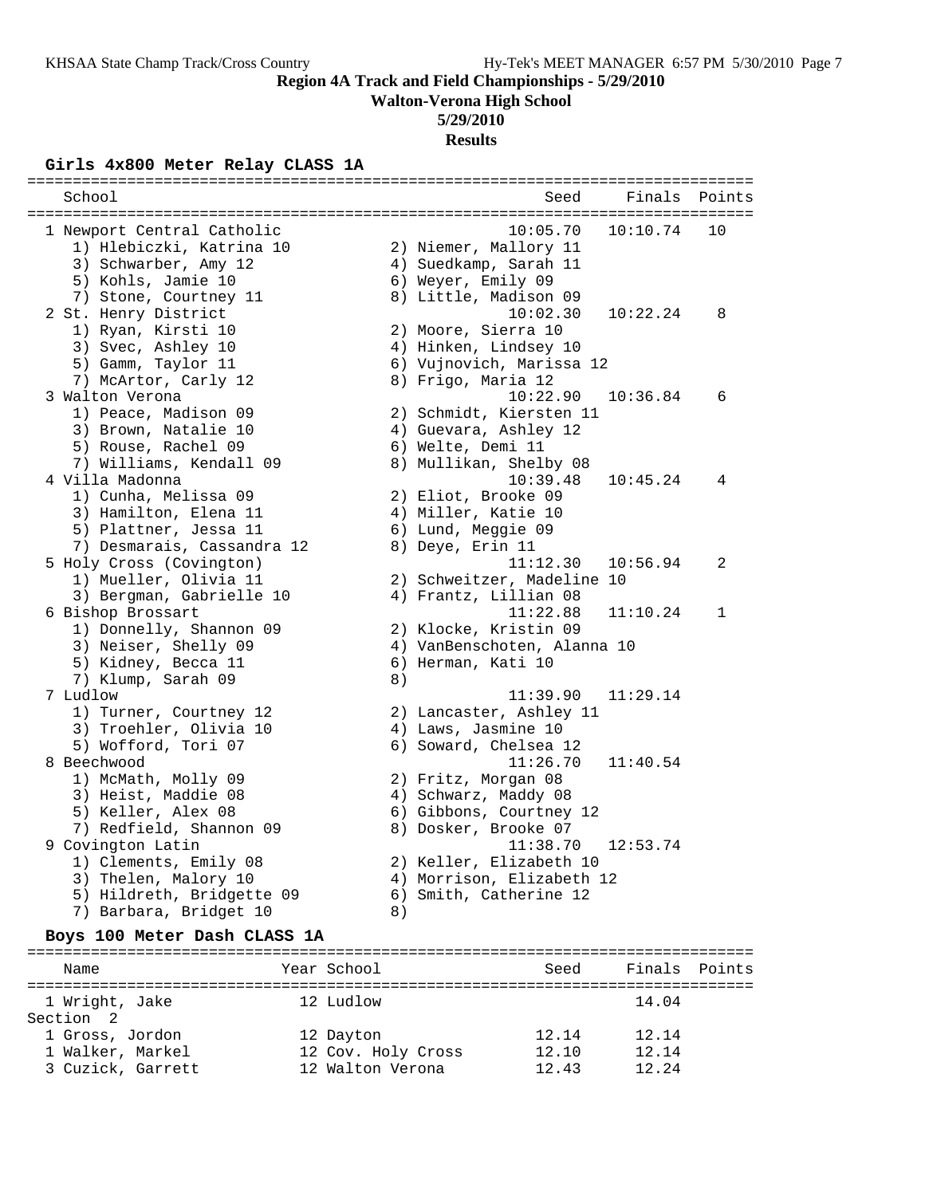# Region 4A Track and Field Championships - 5/29/2010

**Walton-Verona High School**

**5/29/2010**

**Results**

### Girls 4x800 Meter Relay CLASS 1A

| School | Seed | Finals | Points |
|---|---|---|---|
| 1 Newport Central Catholic | 10:05.70 | 10:10.74 | 10 |
| 1) Hlebiczki, Katrina 10; 2) Niemer, Mallory 11; 3) Schwarber, Amy 12; 4) Suedkamp, Sarah 11; 5) Kohls, Jamie 10; 6) Weyer, Emily 09; 7) Stone, Courtney 11; 8) Little, Madison 09 | | | |
| 2 St. Henry District | 10:02.30 | 10:22.24 | 8 |
| 1) Ryan, Kirsti 10; 2) Moore, Sierra 10; 3) Svec, Ashley 10; 4) Hinken, Lindsey 10; 5) Gamm, Taylor 11; 6) Vujnovich, Marissa 12; 7) McArtor, Carly 12; 8) Frigo, Maria 12 | | | |
| 3 Walton Verona | 10:22.90 | 10:36.84 | 6 |
| 1) Peace, Madison 09; 2) Schmidt, Kiersten 11; 3) Brown, Natalie 10; 4) Guevara, Ashley 12; 5) Rouse, Rachel 09; 6) Welte, Demi 11; 7) Williams, Kendall 09; 8) Mullikan, Shelby 08 | | | |
| 4 Villa Madonna | 10:39.48 | 10:45.24 | 4 |
| 1) Cunha, Melissa 09; 2) Eliot, Brooke 09; 3) Hamilton, Elena 11; 4) Miller, Katie 10; 5) Plattner, Jessa 11; 6) Lund, Meggie 09; 7) Desmarais, Cassandra 12; 8) Deye, Erin 11 | | | |
| 5 Holy Cross (Covington) | 11:12.30 | 10:56.94 | 2 |
| 1) Mueller, Olivia 11; 2) Schweitzer, Madeline 10; 3) Bergman, Gabrielle 10; 4) Frantz, Lillian 08 | | | |
| 6 Bishop Brossart | 11:22.88 | 11:10.24 | 1 |
| 1) Donnelly, Shannon 09; 2) Klocke, Kristin 09; 3) Neiser, Shelly 09; 4) VanBenschoten, Alanna 10; 5) Kidney, Becca 11; 6) Herman, Kati 10; 7) Klump, Sarah 09; 8) | | | |
| 7 Ludlow | 11:39.90 | 11:29.14 | |
| 1) Turner, Courtney 12; 2) Lancaster, Ashley 11; 3) Troehler, Olivia 10; 4) Laws, Jasmine 10; 5) Wofford, Tori 07; 6) Soward, Chelsea 12 | | | |
| 8 Beechwood | 11:26.70 | 11:40.54 | |
| 1) McMath, Molly 09; 2) Fritz, Morgan 08; 3) Heist, Maddie 08; 4) Schwarz, Maddy 08; 5) Keller, Alex 08; 6) Gibbons, Courtney 12; 7) Redfield, Shannon 09; 8) Dosker, Brooke 07 | | | |
| 9 Covington Latin | 11:38.70 | 12:53.74 | |
| 1) Clements, Emily 08; 2) Keller, Elizabeth 10; 3) Thelen, Malory 10; 4) Morrison, Elizabeth 12; 5) Hildreth, Bridgette 09; 6) Smith, Catherine 12; 7) Barbara, Bridget 10; 8) | | | |

### Boys 100 Meter Dash CLASS 1A

| Name | Year | School | Seed | Finals | Points |
|---|---|---|---|---|---|
| 1 Wright, Jake | 12 | Ludlow | | 14.04 | |
| **Section 2** | | | | | |
| 1 Gross, Jordon | 12 | Dayton | 12.14 | 12.14 | |
| 1 Walker, Markel | 12 | Cov. Holy Cross | 12.10 | 12.14 | |
| 3 Cuzick, Garrett | 12 | Walton Verona | 12.43 | 12.24 | |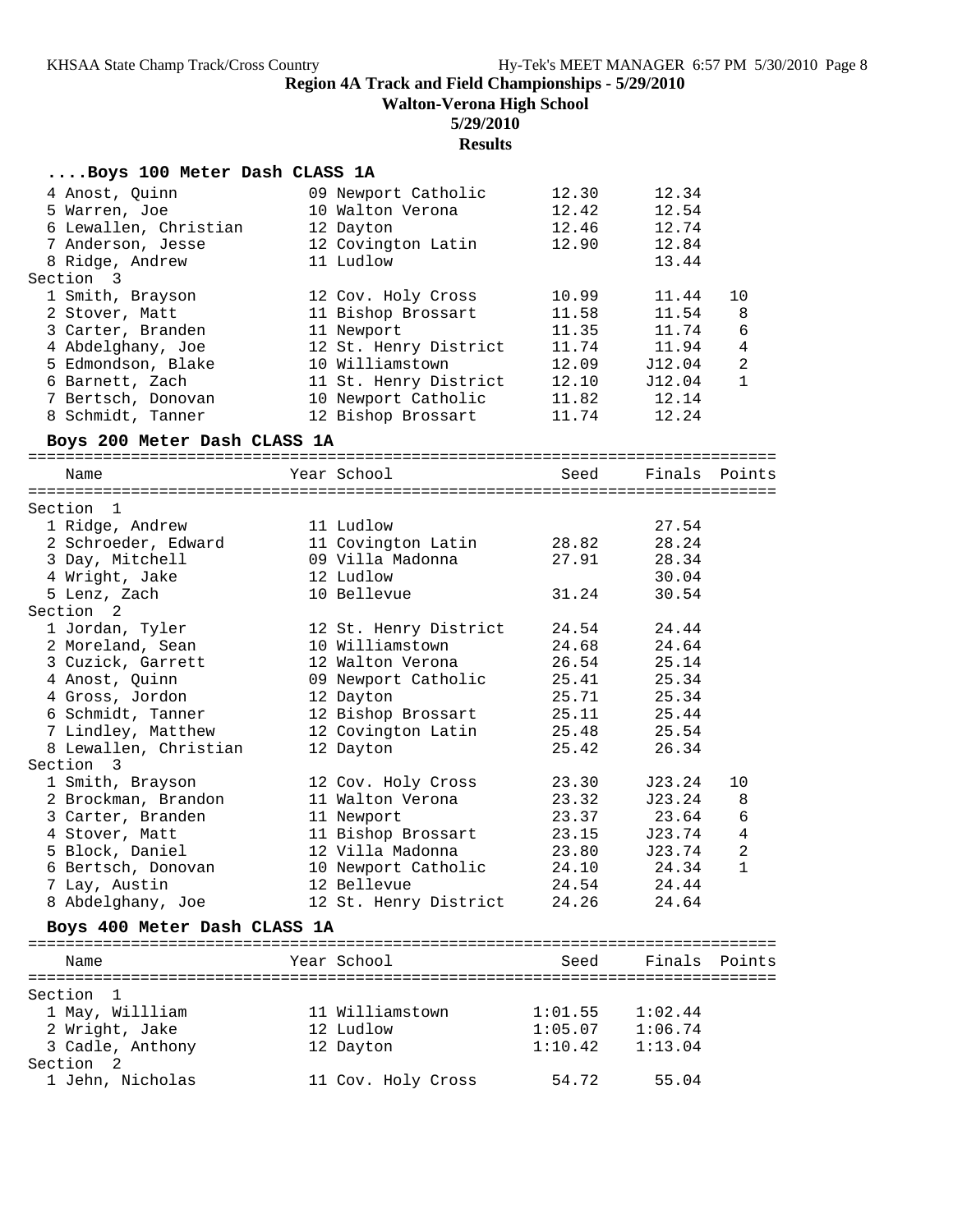**Region 4A Track and Field Championships - 5/29/2010**

**Walton-Verona High School**

**5/29/2010**

**Results**

### ....Boys 100 Meter Dash CLASS 1A

| Name | Year | School | Seed | Finals | Points |
|---|---|---|---|---|---|
| 4 Anost, Quinn | 09 | Newport Catholic | 12.30 | 12.34 | |
| 5 Warren, Joe | 10 | Walton Verona | 12.42 | 12.54 | |
| 6 Lewallen, Christian | 12 | Dayton | 12.46 | 12.74 | |
| 7 Anderson, Jesse | 12 | Covington Latin | 12.90 | 12.84 | |
| 8 Ridge, Andrew | 11 | Ludlow | | 13.44 | |
| **Section 3** | | | | | |
| 1 Smith, Brayson | 12 | Cov. Holy Cross | 10.99 | 11.44 | 10 |
| 2 Stover, Matt | 11 | Bishop Brossart | 11.58 | 11.54 | 8 |
| 3 Carter, Branden | 11 | Newport | 11.35 | 11.74 | 6 |
| 4 Abdelghany, Joe | 12 | St. Henry District | 11.74 | 11.94 | 4 |
| 5 Edmondson, Blake | 10 | Williamstown | 12.09 | J12.04 | 2 |
| 6 Barnett, Zach | 11 | St. Henry District | 12.10 | J12.04 | 1 |
| 7 Bertsch, Donovan | 10 | Newport Catholic | 11.82 | 12.14 | |
| 8 Schmidt, Tanner | 12 | Bishop Brossart | 11.74 | 12.24 | |

### Boys 200 Meter Dash CLASS 1A

| Name | Year | School | Seed | Finals | Points |
|---|---|---|---|---|---|
| **Section 1** | | | | | |
| 1 Ridge, Andrew | 11 | Ludlow | | 27.54 | |
| 2 Schroeder, Edward | 11 | Covington Latin | 28.82 | 28.24 | |
| 3 Day, Mitchell | 09 | Villa Madonna | 27.91 | 28.34 | |
| 4 Wright, Jake | 12 | Ludlow | | 30.04 | |
| 5 Lenz, Zach | 10 | Bellevue | 31.24 | 30.54 | |
| **Section 2** | | | | | |
| 1 Jordan, Tyler | 12 | St. Henry District | 24.54 | 24.44 | |
| 2 Moreland, Sean | 10 | Williamstown | 24.68 | 24.64 | |
| 3 Cuzick, Garrett | 12 | Walton Verona | 26.54 | 25.14 | |
| 4 Anost, Quinn | 09 | Newport Catholic | 25.41 | 25.34 | |
| 4 Gross, Jordon | 12 | Dayton | 25.71 | 25.34 | |
| 6 Schmidt, Tanner | 12 | Bishop Brossart | 25.11 | 25.44 | |
| 7 Lindley, Matthew | 12 | Covington Latin | 25.48 | 25.54 | |
| 8 Lewallen, Christian | 12 | Dayton | 25.42 | 26.34 | |
| **Section 3** | | | | | |
| 1 Smith, Brayson | 12 | Cov. Holy Cross | 23.30 | J23.24 | 10 |
| 2 Brockman, Brandon | 11 | Walton Verona | 23.32 | J23.24 | 8 |
| 3 Carter, Branden | 11 | Newport | 23.37 | 23.64 | 6 |
| 4 Stover, Matt | 11 | Bishop Brossart | 23.15 | J23.74 | 4 |
| 5 Block, Daniel | 12 | Villa Madonna | 23.80 | J23.74 | 2 |
| 6 Bertsch, Donovan | 10 | Newport Catholic | 24.10 | 24.34 | 1 |
| 7 Lay, Austin | 12 | Bellevue | 24.54 | 24.44 | |
| 8 Abdelghany, Joe | 12 | St. Henry District | 24.26 | 24.64 | |

### Boys 400 Meter Dash CLASS 1A

| Name | Year | School | Seed | Finals | Points |
|---|---|---|---|---|---|
| **Section 1** | | | | | |
| 1 May, Willliam | 11 | Williamstown | 1:01.55 | 1:02.44 | |
| 2 Wright, Jake | 12 | Ludlow | 1:05.07 | 1:06.74 | |
| 3 Cadle, Anthony | 12 | Dayton | 1:10.42 | 1:13.04 | |
| **Section 2** | | | | | |
| 1 Jehn, Nicholas | 11 | Cov. Holy Cross | 54.72 | 55.04 | |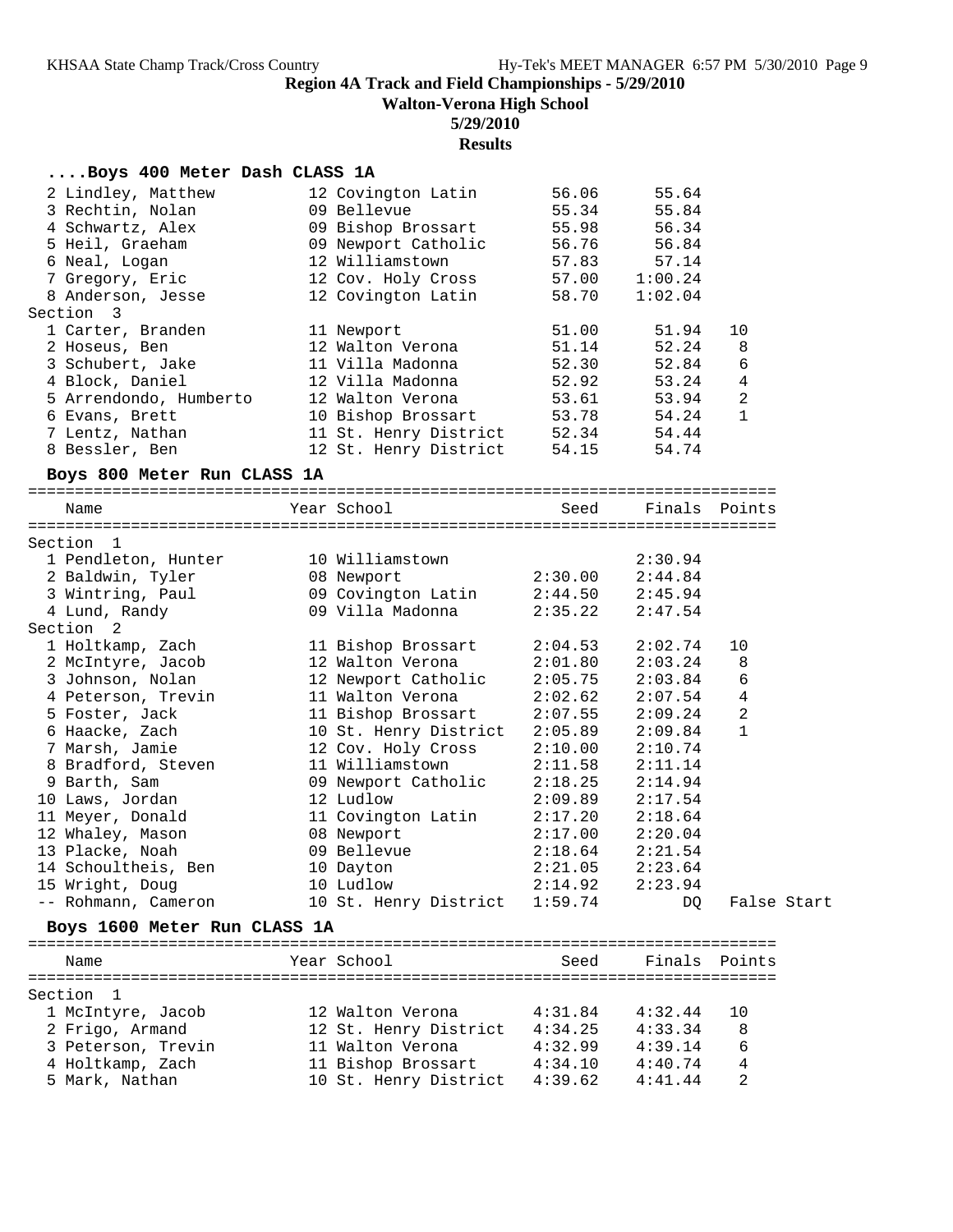**Region 4A Track and Field Championships - 5/29/2010**

**Walton-Verona High School**

**5/29/2010**

**Results**

### ....Boys 400 Meter Dash CLASS 1A

| Place | Name | Year | School | Seed | Finals | Points |
|---|---|---|---|---|---|---|
| 2 | Lindley, Matthew | 12 | Covington Latin | 56.06 | 55.64 | |
| 3 | Rechtin, Nolan | 09 | Bellevue | 55.34 | 55.84 | |
| 4 | Schwartz, Alex | 09 | Bishop Brossart | 55.98 | 56.34 | |
| 5 | Heil, Graeham | 09 | Newport Catholic | 56.76 | 56.84 | |
| 6 | Neal, Logan | 12 | Williamstown | 57.83 | 57.14 | |
| 7 | Gregory, Eric | 12 | Cov. Holy Cross | 57.00 | 1:00.24 | |
| 8 | Anderson, Jesse | 12 | Covington Latin | 58.70 | 1:02.04 | |
| **Section 3** | | | | | | |
| 1 | Carter, Branden | 11 | Newport | 51.00 | 51.94 | 10 |
| 2 | Hoseus, Ben | 12 | Walton Verona | 51.14 | 52.24 | 8 |
| 3 | Schubert, Jake | 11 | Villa Madonna | 52.30 | 52.84 | 6 |
| 4 | Block, Daniel | 12 | Villa Madonna | 52.92 | 53.24 | 4 |
| 5 | Arrendondo, Humberto | 12 | Walton Verona | 53.61 | 53.94 | 2 |
| 6 | Evans, Brett | 10 | Bishop Brossart | 53.78 | 54.24 | 1 |
| 7 | Lentz, Nathan | 11 | St. Henry District | 52.34 | 54.44 | |
| 8 | Bessler, Ben | 12 | St. Henry District | 54.15 | 54.74 | |

### Boys 800 Meter Run CLASS 1A

| Place | Name | Year | School | Seed | Finals | Points |
|---|---|---|---|---|---|---|
| **Section 1** | | | | | | |
| 1 | Pendleton, Hunter | 10 | Williamstown | | 2:30.94 | |
| 2 | Baldwin, Tyler | 08 | Newport | 2:30.00 | 2:44.84 | |
| 3 | Wintring, Paul | 09 | Covington Latin | 2:44.50 | 2:45.94 | |
| 4 | Lund, Randy | 09 | Villa Madonna | 2:35.22 | 2:47.54 | |
| **Section 2** | | | | | | |
| 1 | Holtkamp, Zach | 11 | Bishop Brossart | 2:04.53 | 2:02.74 | 10 |
| 2 | McIntyre, Jacob | 12 | Walton Verona | 2:01.80 | 2:03.24 | 8 |
| 3 | Johnson, Nolan | 12 | Newport Catholic | 2:05.75 | 2:03.84 | 6 |
| 4 | Peterson, Trevin | 11 | Walton Verona | 2:02.62 | 2:07.54 | 4 |
| 5 | Foster, Jack | 11 | Bishop Brossart | 2:07.55 | 2:09.24 | 2 |
| 6 | Haacke, Zach | 10 | St. Henry District | 2:05.89 | 2:09.84 | 1 |
| 7 | Marsh, Jamie | 12 | Cov. Holy Cross | 2:10.00 | 2:10.74 | |
| 8 | Bradford, Steven | 11 | Williamstown | 2:11.58 | 2:11.14 | |
| 9 | Barth, Sam | 09 | Newport Catholic | 2:18.25 | 2:14.94 | |
| 10 | Laws, Jordan | 12 | Ludlow | 2:09.89 | 2:17.54 | |
| 11 | Meyer, Donald | 11 | Covington Latin | 2:17.20 | 2:18.64 | |
| 12 | Whaley, Mason | 08 | Newport | 2:17.00 | 2:20.04 | |
| 13 | Placke, Noah | 09 | Bellevue | 2:18.64 | 2:21.54 | |
| 14 | Schoultheis, Ben | 10 | Dayton | 2:21.05 | 2:23.64 | |
| 15 | Wright, Doug | 10 | Ludlow | 2:14.92 | 2:23.94 | |
| -- | Rohmann, Cameron | 10 | St. Henry District | 1:59.74 | DQ | False Start |

### Boys 1600 Meter Run CLASS 1A

| Place | Name | Year | School | Seed | Finals | Points |
|---|---|---|---|---|---|---|
| **Section 1** | | | | | | |
| 1 | McIntyre, Jacob | 12 | Walton Verona | 4:31.84 | 4:32.44 | 10 |
| 2 | Frigo, Armand | 12 | St. Henry District | 4:34.25 | 4:33.34 | 8 |
| 3 | Peterson, Trevin | 11 | Walton Verona | 4:32.99 | 4:39.14 | 6 |
| 4 | Holtkamp, Zach | 11 | Bishop Brossart | 4:34.10 | 4:40.74 | 4 |
| 5 | Mark, Nathan | 10 | St. Henry District | 4:39.62 | 4:41.44 | 2 |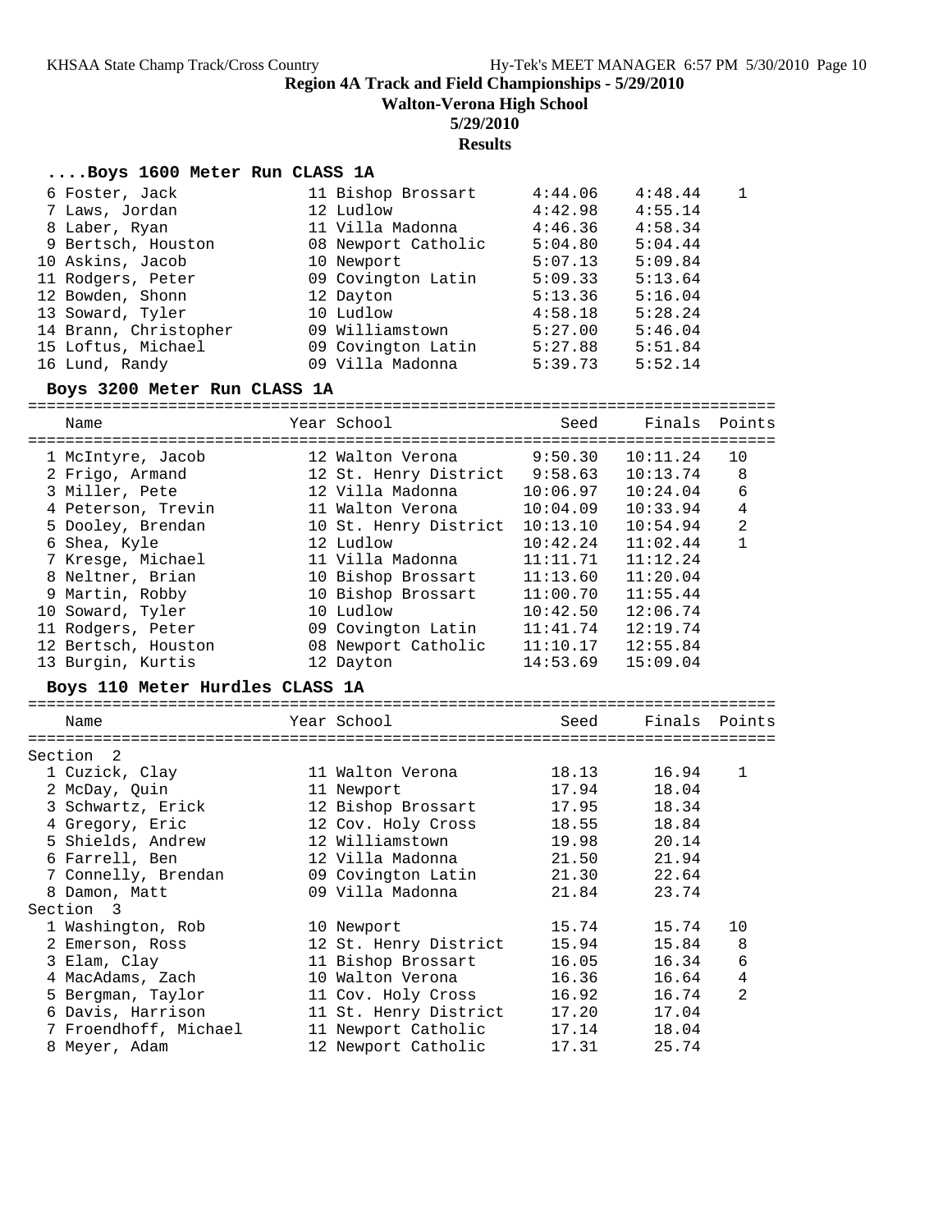**Region 4A Track and Field Championships - 5/29/2010**

**Walton-Verona High School**

**5/29/2010**

**Results**

### ....Boys 1600 Meter Run CLASS 1A

| | Name | Year | School | Seed | Finals | Points |
|---|---|---|---|---|---|---|
| 6 | Foster, Jack | 11 | Bishop Brossart | 4:44.06 | 4:48.44 | 1 |
| 7 | Laws, Jordan | 12 | Ludlow | 4:42.98 | 4:55.14 | |
| 8 | Laber, Ryan | 11 | Villa Madonna | 4:46.36 | 4:58.34 | |
| 9 | Bertsch, Houston | 08 | Newport Catholic | 5:04.80 | 5:04.44 | |
| 10 | Askins, Jacob | 10 | Newport | 5:07.13 | 5:09.84 | |
| 11 | Rodgers, Peter | 09 | Covington Latin | 5:09.33 | 5:13.64 | |
| 12 | Bowden, Shonn | 12 | Dayton | 5:13.36 | 5:16.04 | |
| 13 | Soward, Tyler | 10 | Ludlow | 4:58.18 | 5:28.24 | |
| 14 | Brann, Christopher | 09 | Williamstown | 5:27.00 | 5:46.04 | |
| 15 | Loftus, Michael | 09 | Covington Latin | 5:27.88 | 5:51.84 | |
| 16 | Lund, Randy | 09 | Villa Madonna | 5:39.73 | 5:52.14 | |

### Boys 3200 Meter Run CLASS 1A

| | Name | Year | School | Seed | Finals | Points |
|---|---|---|---|---|---|---|
| 1 | McIntyre, Jacob | 12 | Walton Verona | 9:50.30 | 10:11.24 | 10 |
| 2 | Frigo, Armand | 12 | St. Henry District | 9:58.63 | 10:13.74 | 8 |
| 3 | Miller, Pete | 12 | Villa Madonna | 10:06.97 | 10:24.04 | 6 |
| 4 | Peterson, Trevin | 11 | Walton Verona | 10:04.09 | 10:33.94 | 4 |
| 5 | Dooley, Brendan | 10 | St. Henry District | 10:13.10 | 10:54.94 | 2 |
| 6 | Shea, Kyle | 12 | Ludlow | 10:42.24 | 11:02.44 | 1 |
| 7 | Kresge, Michael | 11 | Villa Madonna | 11:11.71 | 11:12.24 | |
| 8 | Neltner, Brian | 10 | Bishop Brossart | 11:13.60 | 11:20.04 | |
| 9 | Martin, Robby | 10 | Bishop Brossart | 11:00.70 | 11:55.44 | |
| 10 | Soward, Tyler | 10 | Ludlow | 10:42.50 | 12:06.74 | |
| 11 | Rodgers, Peter | 09 | Covington Latin | 11:41.74 | 12:19.74 | |
| 12 | Bertsch, Houston | 08 | Newport Catholic | 11:10.17 | 12:55.84 | |
| 13 | Burgin, Kurtis | 12 | Dayton | 14:53.69 | 15:09.04 | |

### Boys 110 Meter Hurdles CLASS 1A

| | Name | Year | School | Seed | Finals | Points |
|---|---|---|---|---|---|---|
| **Section 2** | | | | | | |
| 1 | Cuzick, Clay | 11 | Walton Verona | 18.13 | 16.94 | 1 |
| 2 | McDay, Quin | 11 | Newport | 17.94 | 18.04 | |
| 3 | Schwartz, Erick | 12 | Bishop Brossart | 17.95 | 18.34 | |
| 4 | Gregory, Eric | 12 | Cov. Holy Cross | 18.55 | 18.84 | |
| 5 | Shields, Andrew | 12 | Williamstown | 19.98 | 20.14 | |
| 6 | Farrell, Ben | 12 | Villa Madonna | 21.50 | 21.94 | |
| 7 | Connelly, Brendan | 09 | Covington Latin | 21.30 | 22.64 | |
| 8 | Damon, Matt | 09 | Villa Madonna | 21.84 | 23.74 | |
| **Section 3** | | | | | | |
| 1 | Washington, Rob | 10 | Newport | 15.74 | 15.74 | 10 |
| 2 | Emerson, Ross | 12 | St. Henry District | 15.94 | 15.84 | 8 |
| 3 | Elam, Clay | 11 | Bishop Brossart | 16.05 | 16.34 | 6 |
| 4 | MacAdams, Zach | 10 | Walton Verona | 16.36 | 16.64 | 4 |
| 5 | Bergman, Taylor | 11 | Cov. Holy Cross | 16.92 | 16.74 | 2 |
| 6 | Davis, Harrison | 11 | St. Henry District | 17.20 | 17.04 | |
| 7 | Froendhoff, Michael | 11 | Newport Catholic | 17.14 | 18.04 | |
| 8 | Meyer, Adam | 12 | Newport Catholic | 17.31 | 25.74 | |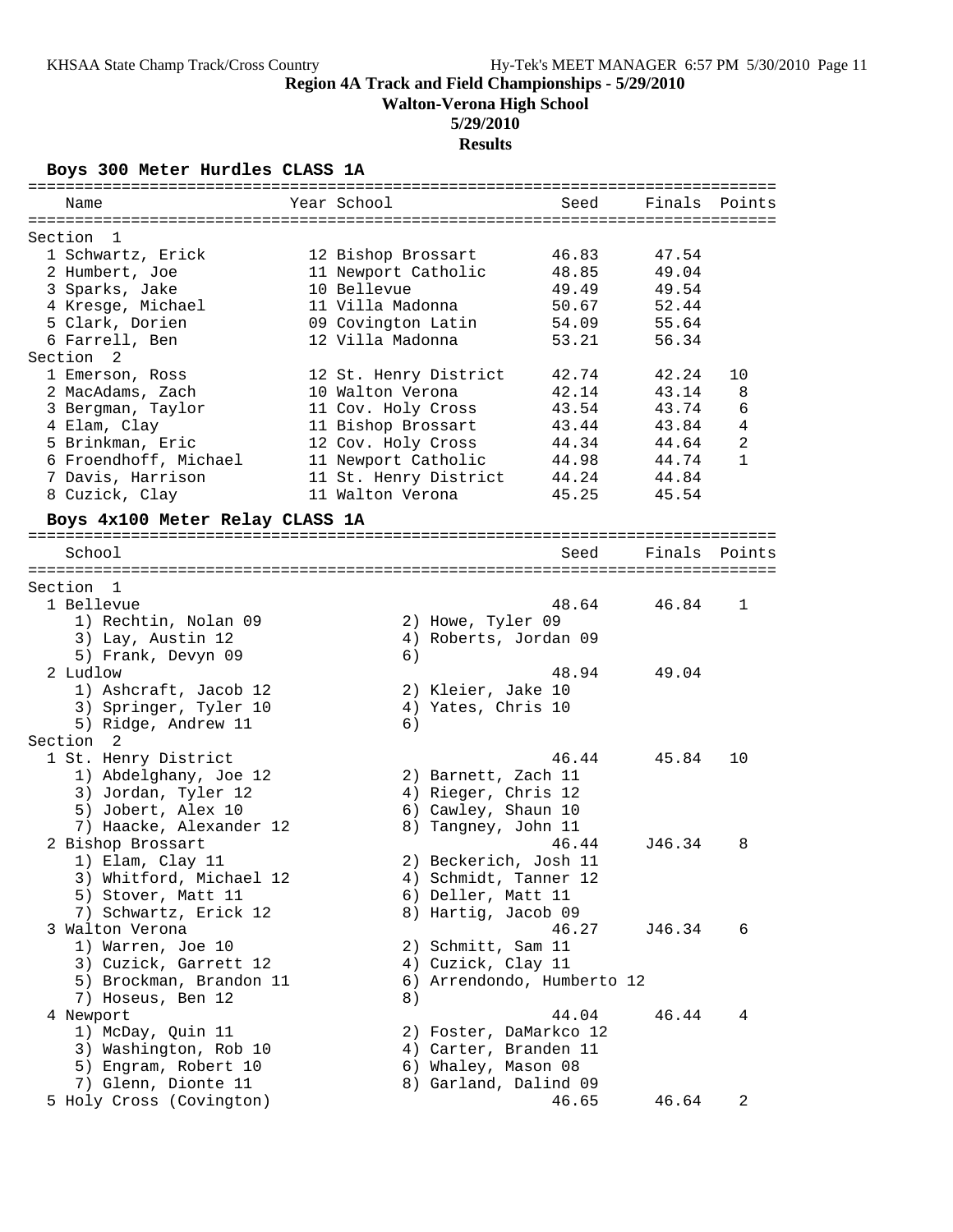# Region 4A Track and Field Championships - 5/29/2010

**Walton-Verona High School**

**5/29/2010**

**Results**

## Boys 300 Meter Hurdles CLASS 1A

| Name | Year | School | Seed | Finals | Points |
|---|---|---|---|---|---|
| **Section 1** | | | | | |
| 1 Schwartz, Erick | 12 | Bishop Brossart | 46.83 | 47.54 | |
| 2 Humbert, Joe | 11 | Newport Catholic | 48.85 | 49.04 | |
| 3 Sparks, Jake | 10 | Bellevue | 49.49 | 49.54 | |
| 4 Kresge, Michael | 11 | Villa Madonna | 50.67 | 52.44 | |
| 5 Clark, Dorien | 09 | Covington Latin | 54.09 | 55.64 | |
| 6 Farrell, Ben | 12 | Villa Madonna | 53.21 | 56.34 | |
| **Section 2** | | | | | |
| 1 Emerson, Ross | 12 | St. Henry District | 42.74 | 42.24 | 10 |
| 2 MacAdams, Zach | 10 | Walton Verona | 42.14 | 43.14 | 8 |
| 3 Bergman, Taylor | 11 | Cov. Holy Cross | 43.54 | 43.74 | 6 |
| 4 Elam, Clay | 11 | Bishop Brossart | 43.44 | 43.84 | 4 |
| 5 Brinkman, Eric | 12 | Cov. Holy Cross | 44.34 | 44.64 | 2 |
| 6 Froendhoff, Michael | 11 | Newport Catholic | 44.98 | 44.74 | 1 |
| 7 Davis, Harrison | 11 | St. Henry District | 44.24 | 44.84 | |
| 8 Cuzick, Clay | 11 | Walton Verona | 45.25 | 45.54 | |

## Boys 4x100 Meter Relay CLASS 1A

| School | Seed | Finals | Points |
|---|---|---|---|
| **Section 1** | | | |
| 1 Bellevue | 48.64 | 46.84 | 1 |
| 1) Rechtin, Nolan 09; 2) Howe, Tyler 09; 3) Lay, Austin 12; 4) Roberts, Jordan 09; 5) Frank, Devyn 09; 6) | | | |
| 2 Ludlow | 48.94 | 49.04 | |
| 1) Ashcraft, Jacob 12; 2) Kleier, Jake 10; 3) Springer, Tyler 10; 4) Yates, Chris 10; 5) Ridge, Andrew 11; 6) | | | |
| **Section 2** | | | |
| 1 St. Henry District | 46.44 | 45.84 | 10 |
| 1) Abdelghany, Joe 12; 2) Barnett, Zach 11; 3) Jordan, Tyler 12; 4) Rieger, Chris 12; 5) Jobert, Alex 10; 6) Cawley, Shaun 10; 7) Haacke, Alexander 12; 8) Tangney, John 11 | | | |
| 2 Bishop Brossart | 46.44 | J46.34 | 8 |
| 1) Elam, Clay 11; 2) Beckerich, Josh 11; 3) Whitford, Michael 12; 4) Schmidt, Tanner 12; 5) Stover, Matt 11; 6) Deller, Matt 11; 7) Schwartz, Erick 12; 8) Hartig, Jacob 09 | | | |
| 3 Walton Verona | 46.27 | J46.34 | 6 |
| 1) Warren, Joe 10; 2) Schmitt, Sam 11; 3) Cuzick, Garrett 12; 4) Cuzick, Clay 11; 5) Brockman, Brandon 11; 6) Arrendondo, Humberto 12; 7) Hoseus, Ben 12; 8) | | | |
| 4 Newport | 44.04 | 46.44 | 4 |
| 1) McDay, Quin 11; 2) Foster, DaMarkco 12; 3) Washington, Rob 10; 4) Carter, Branden 11; 5) Engram, Robert 10; 6) Whaley, Mason 08; 7) Glenn, Dionte 11; 8) Garland, Dalind 09 | | | |
| 5 Holy Cross (Covington) | 46.65 | 46.64 | 2 |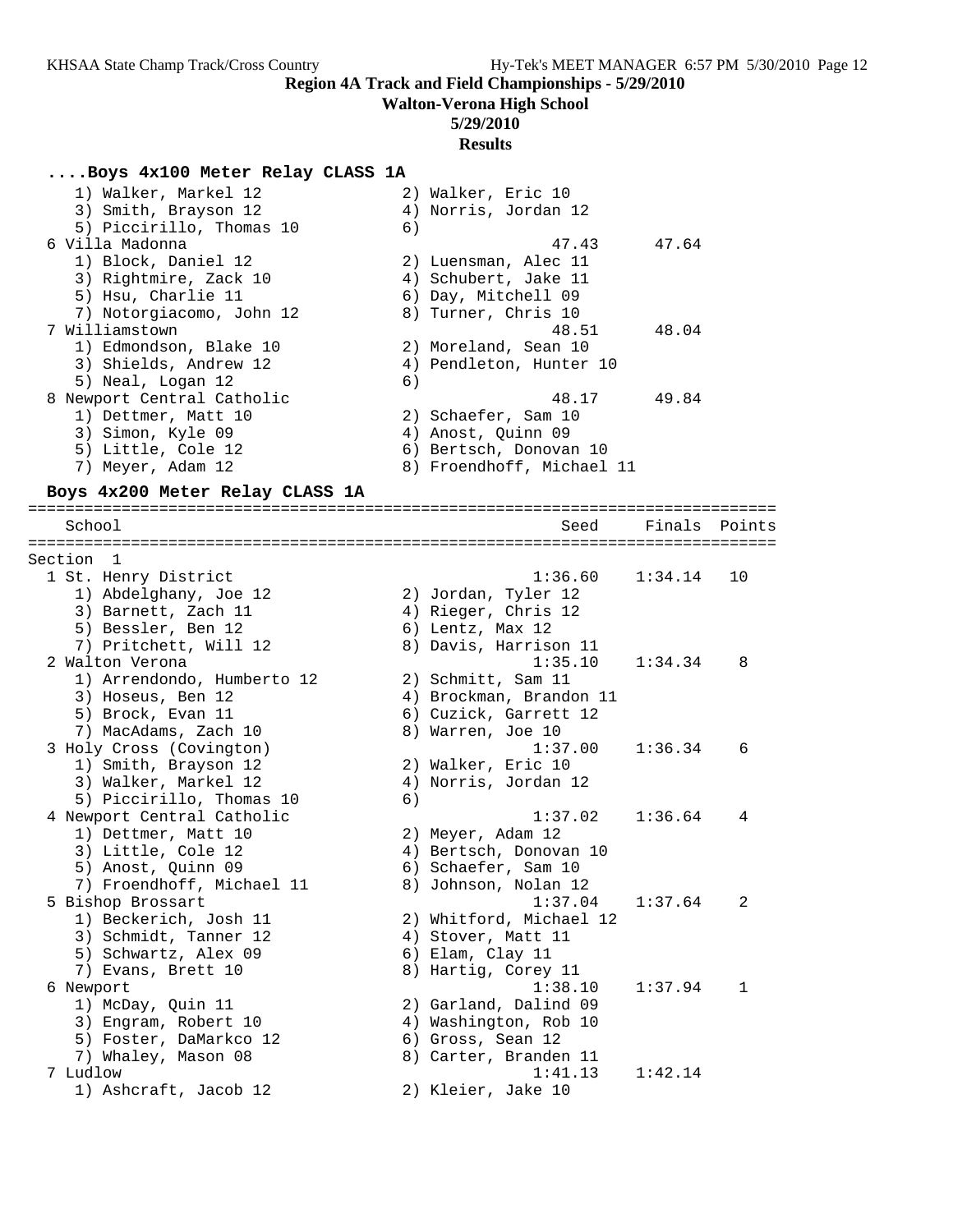## Region 4A Track and Field Championships - 5/29/2010

**Walton-Verona High School**

**5/29/2010**

**Results**

```
....Boys 4x100 Meter Relay CLASS 1A
    1) Walker, Markel 12              2) Walker, Eric 10
    3) Smith, Brayson 12              4) Norris, Jordan 12
    5) Piccirillo, Thomas 10          6)
  6 Villa Madonna                               47.43      47.64
    1) Block, Daniel 12               2) Luensman, Alec 11
    3) Rightmire, Zack 10             4) Schubert, Jake 11
    5) Hsu, Charlie 11                6) Day, Mitchell 09
    7) Notorgiacomo, John 12          8) Turner, Chris 10
  7 Williamstown                                48.51      48.04
    1) Edmondson, Blake 10            2) Moreland, Sean 10
    3) Shields, Andrew 12             4) Pendleton, Hunter 10
    5) Neal, Logan 12                 6)
  8 Newport Central Catholic                    48.17      49.84
    1) Dettmer, Matt 10               2) Schaefer, Sam 10
    3) Simon, Kyle 09                 4) Anost, Quinn 09
    5) Little, Cole 12                6) Bertsch, Donovan 10
    7) Meyer, Adam 12                 8) Froendhoff, Michael 11

Boys 4x200 Meter Relay CLASS 1A
===============================================================================
    School                                        Seed     Finals  Points
===============================================================================
Section  1
  1 St. Henry District                          1:36.60    1:34.14   10
    1) Abdelghany, Joe 12             2) Jordan, Tyler 12
    3) Barnett, Zach 11               4) Rieger, Chris 12
    5) Bessler, Ben 12                6) Lentz, Max 12
    7) Pritchett, Will 12             8) Davis, Harrison 11
  2 Walton Verona                               1:35.10    1:34.34    8
    1) Arrendondo, Humberto 12        2) Schmitt, Sam 11
    3) Hoseus, Ben 12                 4) Brockman, Brandon 11
    5) Brock, Evan 11                 6) Cuzick, Garrett 12
    7) MacAdams, Zach 10              8) Warren, Joe 10
  3 Holy Cross (Covington)                      1:37.00    1:36.34    6
    1) Smith, Brayson 12              2) Walker, Eric 10
    3) Walker, Markel 12              4) Norris, Jordan 12
    5) Piccirillo, Thomas 10          6)
  4 Newport Central Catholic                    1:37.02    1:36.64    4
    1) Dettmer, Matt 10               2) Meyer, Adam 12
    3) Little, Cole 12                4) Bertsch, Donovan 10
    5) Anost, Quinn 09                6) Schaefer, Sam 10
    7) Froendhoff, Michael 11         8) Johnson, Nolan 12
  5 Bishop Brossart                             1:37.04    1:37.64    2
    1) Beckerich, Josh 11             2) Whitford, Michael 12
    3) Schmidt, Tanner 12             4) Stover, Matt 11
    5) Schwartz, Alex 09              6) Elam, Clay 11
    7) Evans, Brett 10                8) Hartig, Corey 11
  6 Newport                                     1:38.10    1:37.94    1
    1) McDay, Quin 11                 2) Garland, Dalind 09
    3) Engram, Robert 10              4) Washington, Rob 10
    5) Foster, DaMarkco 12            6) Gross, Sean 12
    7) Whaley, Mason 08               8) Carter, Branden 11
  7 Ludlow                                      1:41.13    1:42.14
    1) Ashcraft, Jacob 12             2) Kleier, Jake 10
```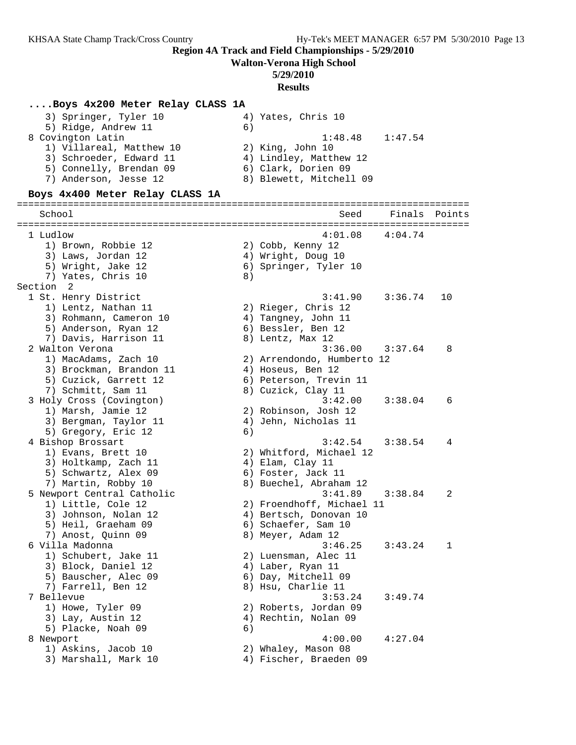**Region 4A Track and Field Championships - 5/29/2010**

**Walton-Verona High School**

**5/29/2010**

**Results**

### ....Boys 4x200 Meter Relay CLASS 1A

```
    3) Springer, Tyler 10             4) Yates, Chris 10
    5) Ridge, Andrew 11               6)
  8 Covington Latin                              1:48.48    1:47.54
    1) Villareal, Matthew 10          2) King, John 10
    3) Schroeder, Edward 11           4) Lindley, Matthew 12
    5) Connelly, Brendan 09           6) Clark, Dorien 09
    7) Anderson, Jesse 12             8) Blewett, Mitchell 09
```

### Boys 4x400 Meter Relay CLASS 1A

```
================================================================================
   School                                           Seed     Finals  Points
================================================================================
  1 Ludlow                                       4:01.08    4:04.74
    1) Brown, Robbie 12               2) Cobb, Kenny 12
    3) Laws, Jordan 12                4) Wright, Doug 10
    5) Wright, Jake 12                6) Springer, Tyler 10
    7) Yates, Chris 10                8)
Section  2
  1 St. Henry District                           3:41.90    3:36.74   10
    1) Lentz, Nathan 11               2) Rieger, Chris 12
    3) Rohmann, Cameron 10            4) Tangney, John 11
    5) Anderson, Ryan 12              6) Bessler, Ben 12
    7) Davis, Harrison 11             8) Lentz, Max 12
  2 Walton Verona                                3:36.00    3:37.64    8
    1) MacAdams, Zach 10              2) Arrendondo, Humberto 12
    3) Brockman, Brandon 11           4) Hoseus, Ben 12
    5) Cuzick, Garrett 12             6) Peterson, Trevin 11
    7) Schmitt, Sam 11                8) Cuzick, Clay 11
  3 Holy Cross (Covington)                       3:42.00    3:38.04    6
    1) Marsh, Jamie 12                2) Robinson, Josh 12
    3) Bergman, Taylor 11             4) Jehn, Nicholas 11
    5) Gregory, Eric 12               6)
  4 Bishop Brossart                              3:42.54    3:38.54    4
    1) Evans, Brett 10                2) Whitford, Michael 12
    3) Holtkamp, Zach 11              4) Elam, Clay 11
    5) Schwartz, Alex 09              6) Foster, Jack 11
    7) Martin, Robby 10               8) Buechel, Abraham 12
  5 Newport Central Catholic                     3:41.89    3:38.84    2
    1) Little, Cole 12                2) Froendhoff, Michael 11
    3) Johnson, Nolan 12              4) Bertsch, Donovan 10
    5) Heil, Graeham 09               6) Schaefer, Sam 10
    7) Anost, Quinn 09                8) Meyer, Adam 12
  6 Villa Madonna                                3:46.25    3:43.24    1
    1) Schubert, Jake 11              2) Luensman, Alec 11
    3) Block, Daniel 12               4) Laber, Ryan 11
    5) Bauscher, Alec 09              6) Day, Mitchell 09
    7) Farrell, Ben 12                8) Hsu, Charlie 11
  7 Bellevue                                     3:53.24    3:49.74
    1) Howe, Tyler 09                 2) Roberts, Jordan 09
    3) Lay, Austin 12                 4) Rechtin, Nolan 09
    5) Placke, Noah 09                6)
  8 Newport                                      4:00.00    4:27.04
    1) Askins, Jacob 10               2) Whaley, Mason 08
    3) Marshall, Mark 10              4) Fischer, Braeden 09
```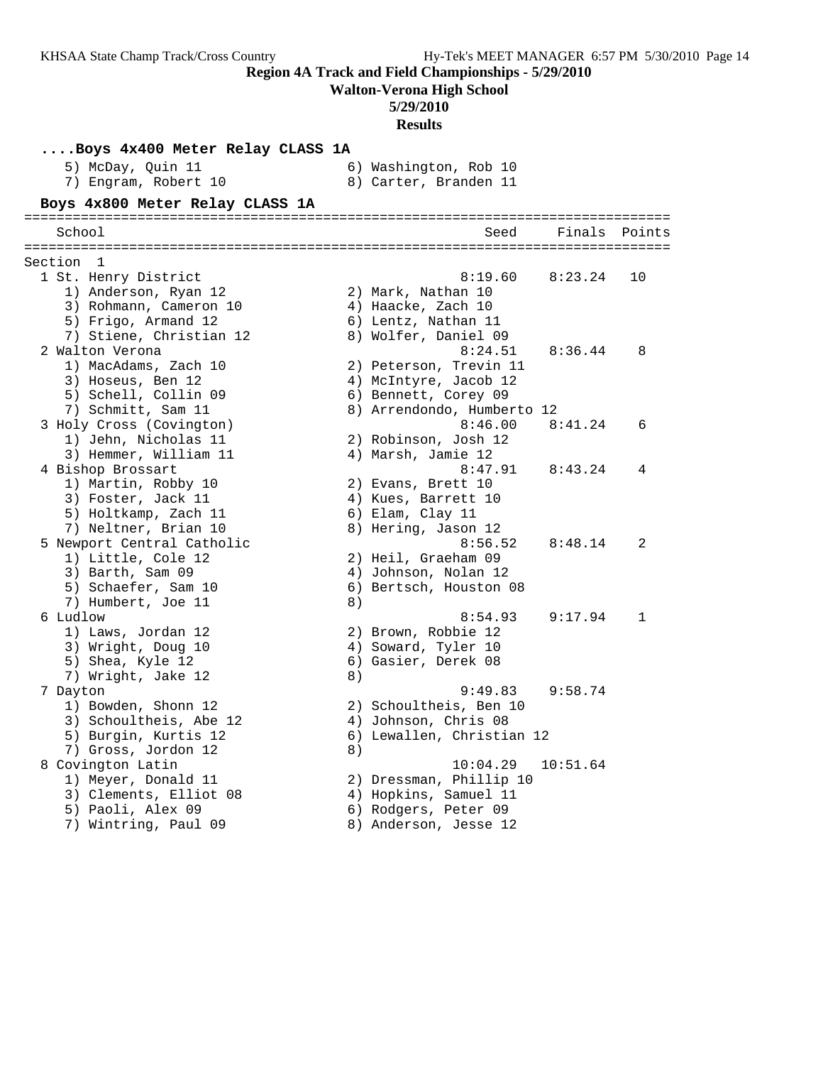**Region 4A Track and Field Championships - 5/29/2010**

**Walton-Verona High School**

**5/29/2010**

**Results**

### ....Boys 4x400 Meter Relay CLASS 1A

5) McDay, Quin 11 6) Washington, Rob 10
7) Engram, Robert 10 8) Carter, Branden 11

### Boys 4x800 Meter Relay CLASS 1A

| School | Seed | Finals | Points |
|---|---|---|---|
| **Section 1** | | | |
| 1 St. Henry District | 8:19.60 | 8:23.24 | 10 |
| 1) Anderson, Ryan 12; 2) Mark, Nathan 10; 3) Rohmann, Cameron 10; 4) Haacke, Zach 10; 5) Frigo, Armand 12; 6) Lentz, Nathan 11; 7) Stiene, Christian 12; 8) Wolfer, Daniel 09 | | | |
| 2 Walton Verona | 8:24.51 | 8:36.44 | 8 |
| 1) MacAdams, Zach 10; 2) Peterson, Trevin 11; 3) Hoseus, Ben 12; 4) McIntyre, Jacob 12; 5) Schell, Collin 09; 6) Bennett, Corey 09; 7) Schmitt, Sam 11; 8) Arrendondo, Humberto 12 | | | |
| 3 Holy Cross (Covington) | 8:46.00 | 8:41.24 | 6 |
| 1) Jehn, Nicholas 11; 2) Robinson, Josh 12; 3) Hemmer, William 11; 4) Marsh, Jamie 12 | | | |
| 4 Bishop Brossart | 8:47.91 | 8:43.24 | 4 |
| 1) Martin, Robby 10; 2) Evans, Brett 10; 3) Foster, Jack 11; 4) Kues, Barrett 10; 5) Holtkamp, Zach 11; 6) Elam, Clay 11; 7) Neltner, Brian 10; 8) Hering, Jason 12 | | | |
| 5 Newport Central Catholic | 8:56.52 | 8:48.14 | 2 |
| 1) Little, Cole 12; 2) Heil, Graeham 09; 3) Barth, Sam 09; 4) Johnson, Nolan 12; 5) Schaefer, Sam 10; 6) Bertsch, Houston 08; 7) Humbert, Joe 11; 8) | | | |
| 6 Ludlow | 8:54.93 | 9:17.94 | 1 |
| 1) Laws, Jordan 12; 2) Brown, Robbie 12; 3) Wright, Doug 10; 4) Soward, Tyler 10; 5) Shea, Kyle 12; 6) Gasier, Derek 08; 7) Wright, Jake 12; 8) | | | |
| 7 Dayton | 9:49.83 | 9:58.74 | |
| 1) Bowden, Shonn 12; 2) Schoultheis, Ben 10; 3) Schoultheis, Abe 12; 4) Johnson, Chris 08; 5) Burgin, Kurtis 12; 6) Lewallen, Christian 12; 7) Gross, Jordon 12; 8) | | | |
| 8 Covington Latin | 10:04.29 | 10:51.64 | |
| 1) Meyer, Donald 11; 2) Dressman, Phillip 10; 3) Clements, Elliot 08; 4) Hopkins, Samuel 11; 5) Paoli, Alex 09; 6) Rodgers, Peter 09; 7) Wintring, Paul 09; 8) Anderson, Jesse 12 | | | |